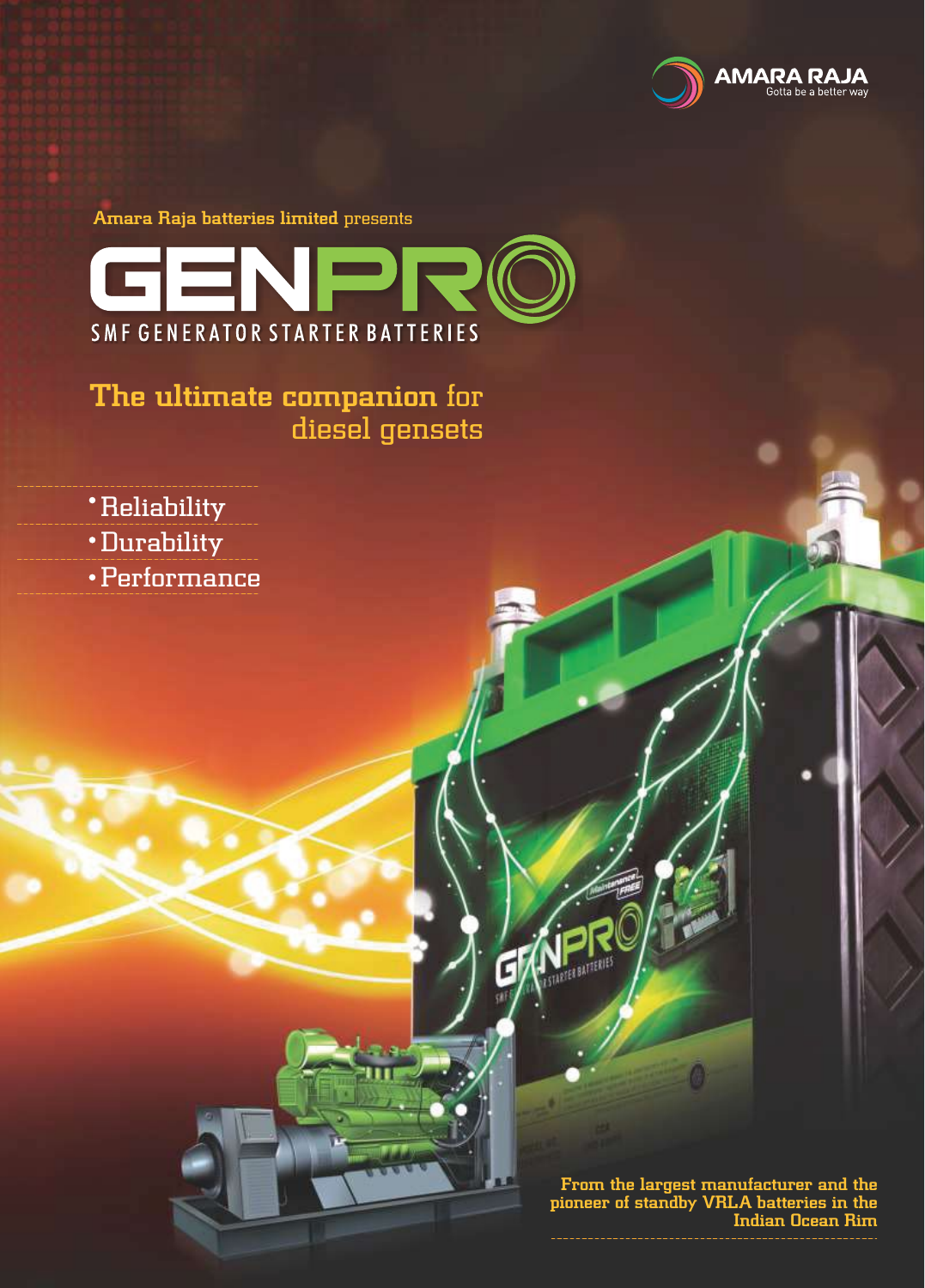AMARA RAJA
Gotta be a better way

**Amara Raja batteries limited** presents

# GENPRO

SMF GENERATOR STARTER BATTERIES

## **The ultimate companion** for diesel gensets

- Reliability
- Durability
- Performance

**From the largest manufacturer and the pioneer of standby VRLA batteries in the Indian Ocean Rim**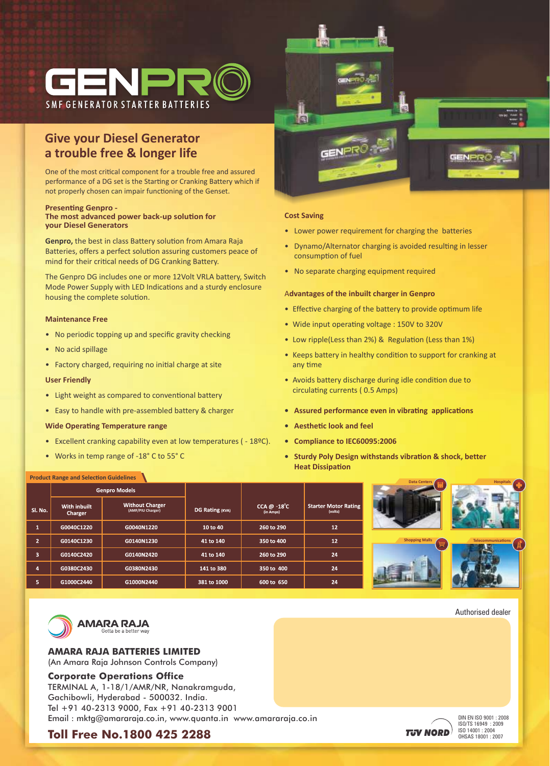# GENPRO

SMF GENERATOR STARTER BATTERIES

## Give your Diesel Generator a trouble free & longer life

One of the most critical component for a trouble free and assured performance of a DG set is the Starting or Cranking Battery which if not properly chosen can impair functioning of the Genset.

**Presenting Genpro - The most advanced power back-up solution for your Diesel Generators**

**Genpro,** the best in class Battery solution from Amara Raja Batteries, offers a perfect solution assuring customers peace of mind for their critical needs of DG Cranking Battery.

The Genpro DG includes one or more 12Volt VRLA battery, Switch Mode Power Supply with LED Indications and a sturdy enclosure housing the complete solution.

### Maintenance Free

- No periodic topping up and specific gravity checking
- No acid spillage
- Factory charged, requiring no initial charge at site

### User Friendly

- Light weight as compared to conventional battery
- Easy to handle with pre-assembled battery & charger

### Wide Operating Temperature range

- Excellent cranking capability even at low temperatures ( - 18ºC).
- Works in temp range of -18° C to 55° C

### Cost Saving

- Lower power requirement for charging the batteries
- Dynamo/Alternator charging is avoided resulting in lesser consumption of fuel
- No separate charging equipment required

### Advantages of the inbuilt charger in Genpro

- Effective charging of the battery to provide optimum life
- Wide input operating voltage : 150V to 320V
- Low ripple(Less than 2%) & Regulation (Less than 1%)
- Keeps battery in healthy condition to support for cranking at any time
- Avoids battery discharge during idle condition due to circulating currents ( 0.5 Amps)

- **Assured performance even in vibrating applications**
- **Aesthetic look and feel**
- **Compliance to IEC60095:2006**
- **Sturdy Poly Design withstands vibration & shock, better Heat Dissipation**

### Product Range and Selection Guidelines

| Sl. No. | Genpro Models | | DG Rating (KVA) | CCA @ -18°C (in Amps) | Starter Motor Rating (volts) |
|---|---|---|---|---|---|
| | With inbuilt Charger | Without Charger (AMF/PIU Charger) | | | |
| 1 | G0040C1220 | G0040N1220 | 10 to 40 | 260 to 290 | 12 |
| 2 | G0140C1230 | G0140N1230 | 41 to 140 | 350 to 400 | 12 |
| 3 | G0140C2420 | G0140N2420 | 41 to 140 | 260 to 290 | 24 |
| 4 | G0380C2430 | G0380N2430 | 141 to 380 | 350 to 400 | 24 |
| 5 | G1000C2440 | G1000N2440 | 381 to 1000 | 600 to 650 | 24 |

Data Centers

Hospitals

Shopping Malls

Telecommunications

AMARA RAJA
Gotta be a better way

**AMARA RAJA BATTERIES LIMITED**
(An Amara Raja Johnson Controls Company)

**Corporate Operations Office**
TERMINAL A, 1-18/1/AMR/NR, Nanakramguda,
Gachibowli, Hyderabad - 500032. India.
Tel +91 40-2313 9000, Fax +91 40-2313 9001
Email : mktg@amararaja.co.in, www.quanta.in www.amararaja.co.in

**Toll Free No.1800 425 2288**

Authorised dealer

TÜV NORD

DIN EN ISO 9001 : 2008
ISO/TS 16949 : 2009
ISO 14001 : 2004
OHSAS 18001 : 2007